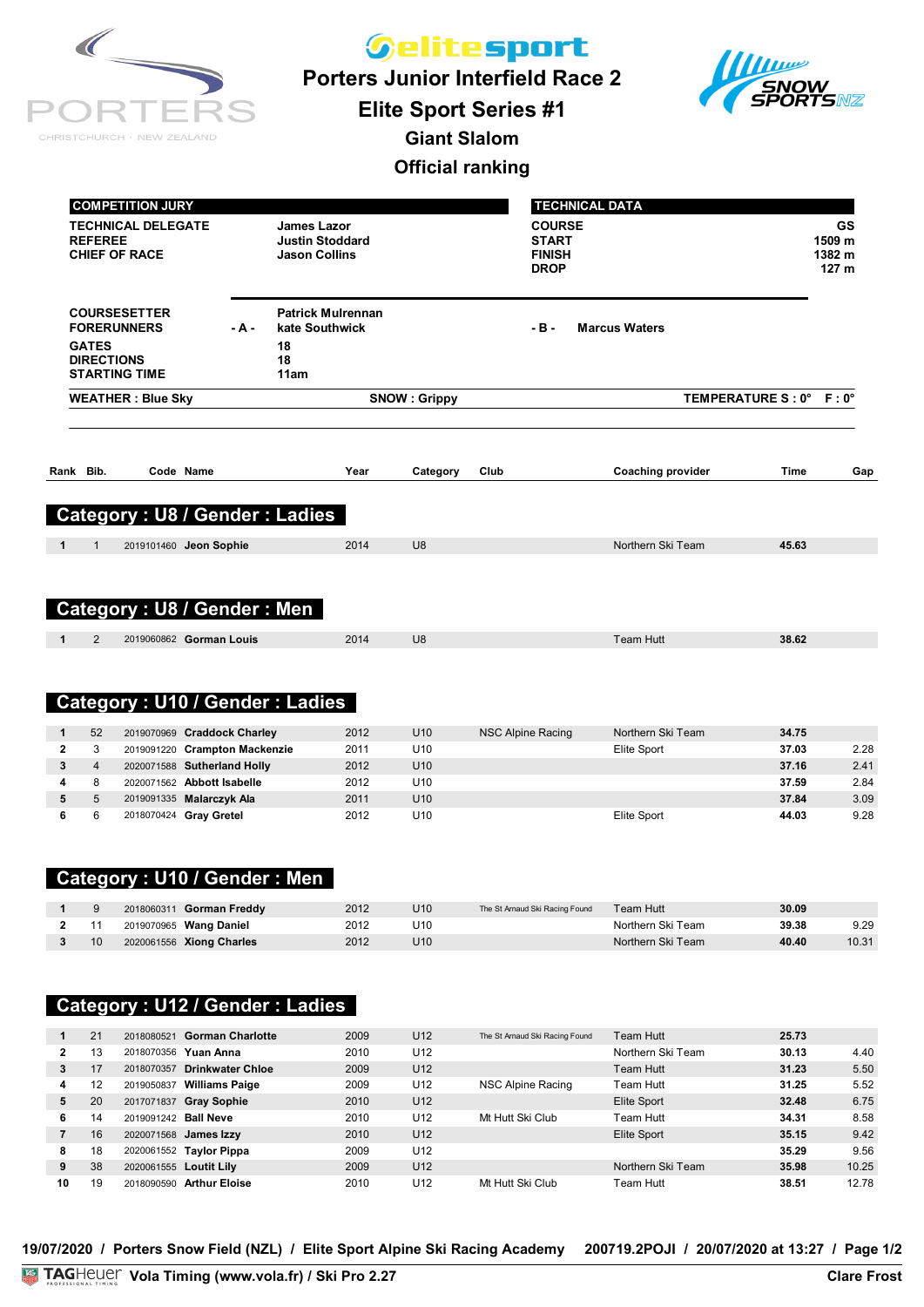# elitesport

## Porters Junior Interfield Race 2

## Elite Sport Series #1

### Giant Slalom

### Official ranking

| COMPETITION JURY | |
|---|---|
| TECHNICAL DELEGATE | James Lazor |
| REFEREE | Justin Stoddard |
| CHIEF OF RACE | Jason Collins |

| TECHNICAL DATA | |
|---|---|
| COURSE | GS |
| START | 1509 m |
| FINISH | 1382 m |
| DROP | 127 m |

| | | | | |
|---|---|---|---|---|
| COURSESETTER | | Patrick Mulrennan | | |
| FORERUNNERS | - A - | kate Southwick | - B - | Marcus Waters |
| GATES | | 18 | | |
| DIRECTIONS | | 18 | | |
| STARTING TIME | | 11am | | |

WEATHER : Blue Sky — SNOW : Grippy — TEMPERATURE S : 0° F : 0°

## Category : U8 / Gender : Ladies

| Rank | Bib. | Code | Name | Year | Category | Club | Coaching provider | Time | Gap |
|---|---|---|---|---|---|---|---|---|---|
| 1 | 1 | 2019101460 | Jeon Sophie | 2014 | U8 | | Northern Ski Team | 45.63 | |

## Category : U8 / Gender : Men

| Rank | Bib. | Code | Name | Year | Category | Club | Coaching provider | Time | Gap |
|---|---|---|---|---|---|---|---|---|---|
| 1 | 2 | 2019060862 | Gorman Louis | 2014 | U8 | | Team Hutt | 38.62 | |

## Category : U10 / Gender : Ladies

| Rank | Bib. | Code | Name | Year | Category | Club | Coaching provider | Time | Gap |
|---|---|---|---|---|---|---|---|---|---|
| 1 | 52 | 2019070969 | Craddock Charley | 2012 | U10 | NSC Alpine Racing | Northern Ski Team | 34.75 | |
| 2 | 3 | 2019091220 | Crampton Mackenzie | 2011 | U10 | | Elite Sport | 37.03 | 2.28 |
| 3 | 4 | 2020071588 | Sutherland Holly | 2012 | U10 | | | 37.16 | 2.41 |
| 4 | 8 | 2020071562 | Abbott Isabelle | 2012 | U10 | | | 37.59 | 2.84 |
| 5 | 5 | 2019091335 | Malarczyk Ala | 2011 | U10 | | | 37.84 | 3.09 |
| 6 | 6 | 2018070424 | Gray Gretel | 2012 | U10 | | Elite Sport | 44.03 | 9.28 |

## Category : U10 / Gender : Men

| Rank | Bib. | Code | Name | Year | Category | Club | Coaching provider | Time | Gap |
|---|---|---|---|---|---|---|---|---|---|
| 1 | 9 | 2018060311 | Gorman Freddy | 2012 | U10 | The St Arnaud Ski Racing Found | Team Hutt | 30.09 | |
| 2 | 11 | 2019070965 | Wang Daniel | 2012 | U10 | | Northern Ski Team | 39.38 | 9.29 |
| 3 | 10 | 2020061556 | Xiong Charles | 2012 | U10 | | Northern Ski Team | 40.40 | 10.31 |

## Category : U12 / Gender : Ladies

| Rank | Bib. | Code | Name | Year | Category | Club | Coaching provider | Time | Gap |
|---|---|---|---|---|---|---|---|---|---|
| 1 | 21 | 2018080521 | Gorman Charlotte | 2009 | U12 | The St Arnaud Ski Racing Found | Team Hutt | 25.73 | |
| 2 | 13 | 2018070356 | Yuan Anna | 2010 | U12 | | Northern Ski Team | 30.13 | 4.40 |
| 3 | 17 | 2018070357 | Drinkwater Chloe | 2009 | U12 | | Team Hutt | 31.23 | 5.50 |
| 4 | 12 | 2019050837 | Williams Paige | 2009 | U12 | NSC Alpine Racing | Team Hutt | 31.25 | 5.52 |
| 5 | 20 | 2017071837 | Gray Sophie | 2010 | U12 | | Elite Sport | 32.48 | 6.75 |
| 6 | 14 | 2019091242 | Ball Neve | 2010 | U12 | Mt Hutt Ski Club | Team Hutt | 34.31 | 8.58 |
| 7 | 16 | 2020071568 | James Izzy | 2010 | U12 | | Elite Sport | 35.15 | 9.42 |
| 8 | 18 | 2020061552 | Taylor Pippa | 2009 | U12 | | | 35.29 | 9.56 |
| 9 | 38 | 2020061555 | Loutit Lily | 2009 | U12 | | Northern Ski Team | 35.98 | 10.25 |
| 10 | 19 | 2018090590 | Arthur Eloise | 2010 | U12 | Mt Hutt Ski Club | Team Hutt | 38.51 | 12.78 |

19/07/2020 / Porters Snow Field (NZL) / Elite Sport Alpine Ski Racing Academy 200719.2POJI / 20/07/2020 at 13:27

Vola Timing (www.vola.fr) / Ski Pro 2.27 — Clare Frost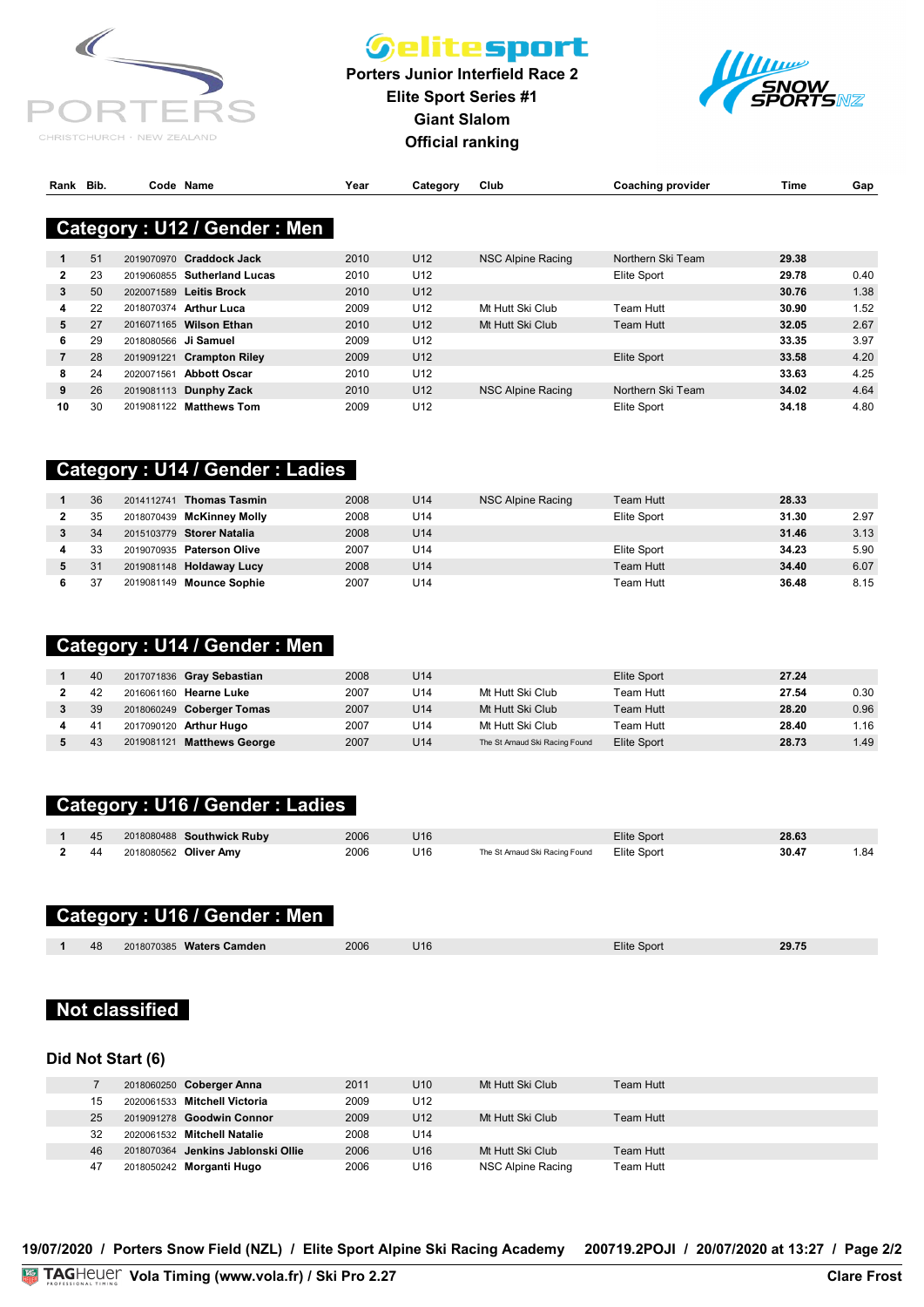Porters Junior Interfield Race 2

Elite Sport Series #1

Giant Slalom

Official ranking

## Category : U12 / Gender : Men

| Rank | Bib. | Code | Name | Year | Category | Club | Coaching provider | Time | Gap |
|---|---|---|---|---|---|---|---|---|---|
| 1 | 51 | 2019070970 | Craddock Jack | 2010 | U12 | NSC Alpine Racing | Northern Ski Team | 29.38 | |
| 2 | 23 | 2019060855 | Sutherland Lucas | 2010 | U12 | | Elite Sport | 29.78 | 0.40 |
| 3 | 50 | 2020071589 | Leitis Brock | 2010 | U12 | | | 30.76 | 1.38 |
| 4 | 22 | 2018070374 | Arthur Luca | 2009 | U12 | Mt Hutt Ski Club | Team Hutt | 30.90 | 1.52 |
| 5 | 27 | 2016071165 | Wilson Ethan | 2010 | U12 | Mt Hutt Ski Club | Team Hutt | 32.05 | 2.67 |
| 6 | 29 | 2018080566 | Ji Samuel | 2009 | U12 | | | 33.35 | 3.97 |
| 7 | 28 | 2019091221 | Crampton Riley | 2009 | U12 | | Elite Sport | 33.58 | 4.20 |
| 8 | 24 | 2020071561 | Abbott Oscar | 2010 | U12 | | | 33.63 | 4.25 |
| 9 | 26 | 2019081113 | Dunphy Zack | 2010 | U12 | NSC Alpine Racing | Northern Ski Team | 34.02 | 4.64 |
| 10 | 30 | 2019081122 | Matthews Tom | 2009 | U12 | | Elite Sport | 34.18 | 4.80 |

## Category : U14 / Gender : Ladies

| Rank | Bib. | Code | Name | Year | Category | Club | Coaching provider | Time | Gap |
|---|---|---|---|---|---|---|---|---|---|
| 1 | 36 | 2014112741 | Thomas Tasmin | 2008 | U14 | NSC Alpine Racing | Team Hutt | 28.33 | |
| 2 | 35 | 2018070439 | McKinney Molly | 2008 | U14 | | Elite Sport | 31.30 | 2.97 |
| 3 | 34 | 2015103779 | Storer Natalia | 2008 | U14 | | | 31.46 | 3.13 |
| 4 | 33 | 2019070935 | Paterson Olive | 2007 | U14 | | Elite Sport | 34.23 | 5.90 |
| 5 | 31 | 2019081148 | Holdaway Lucy | 2008 | U14 | | Team Hutt | 34.40 | 6.07 |
| 6 | 37 | 2019081149 | Mounce Sophie | 2007 | U14 | | Team Hutt | 36.48 | 8.15 |

## Category : U14 / Gender : Men

| Rank | Bib. | Code | Name | Year | Category | Club | Coaching provider | Time | Gap |
|---|---|---|---|---|---|---|---|---|---|
| 1 | 40 | 2017071836 | Gray Sebastian | 2008 | U14 | | Elite Sport | 27.24 | |
| 2 | 42 | 2016061160 | Hearne Luke | 2007 | U14 | Mt Hutt Ski Club | Team Hutt | 27.54 | 0.30 |
| 3 | 39 | 2018060249 | Coberger Tomas | 2008 | U14 | Mt Hutt Ski Club | Team Hutt | 28.20 | 0.96 |
| 4 | 41 | 2017090120 | Arthur Hugo | 2007 | U14 | Mt Hutt Ski Club | Team Hutt | 28.40 | 1.16 |
| 5 | 43 | 2019081121 | Matthews George | 2007 | U14 | The St Arnaud Ski Racing Found | Elite Sport | 28.73 | 1.49 |

## Category : U16 / Gender : Ladies

| Rank | Bib. | Code | Name | Year | Category | Club | Coaching provider | Time | Gap |
|---|---|---|---|---|---|---|---|---|---|
| 1 | 45 | 2018080488 | Southwick Ruby | 2006 | U16 | | Elite Sport | 28.63 | |
| 2 | 44 | 2018080562 | Oliver Amy | 2006 | U16 | The St Arnaud Ski Racing Found | Elite Sport | 30.47 | 1.84 |

## Category : U16 / Gender : Men

| Rank | Bib. | Code | Name | Year | Category | Club | Coaching provider | Time | Gap |
|---|---|---|---|---|---|---|---|---|---|
| 1 | 48 | 2018070385 | Waters Camden | 2006 | U16 | | Elite Sport | 29.75 | |

## Not classified

### Did Not Start (6)

| Bib. | Code | Name | Year | Category | Club | Coaching provider |
|---|---|---|---|---|---|---|
| 7 | 2018060250 | Coberger Anna | 2011 | U10 | Mt Hutt Ski Club | Team Hutt |
| 15 | 2020061533 | Mitchell Victoria | 2009 | U12 | | |
| 25 | 2019091278 | Goodwin Connor | 2009 | U12 | Mt Hutt Ski Club | Team Hutt |
| 32 | 2020061532 | Mitchell Natalie | 2008 | U14 | | |
| 46 | 2018070364 | Jenkins Jablonski Ollie | 2006 | U16 | Mt Hutt Ski Club | Team Hutt |
| 47 | 2018050242 | Morganti Hugo | 2006 | U16 | NSC Alpine Racing | Team Hutt |

19/07/2020 / Porters Snow Field (NZL) / Elite Sport Alpine Ski Racing Academy 200719.2POJI / 20/07/2020 at 13:27

Vola Timing (www.vola.fr) / Ski Pro 2.27 Clare Frost